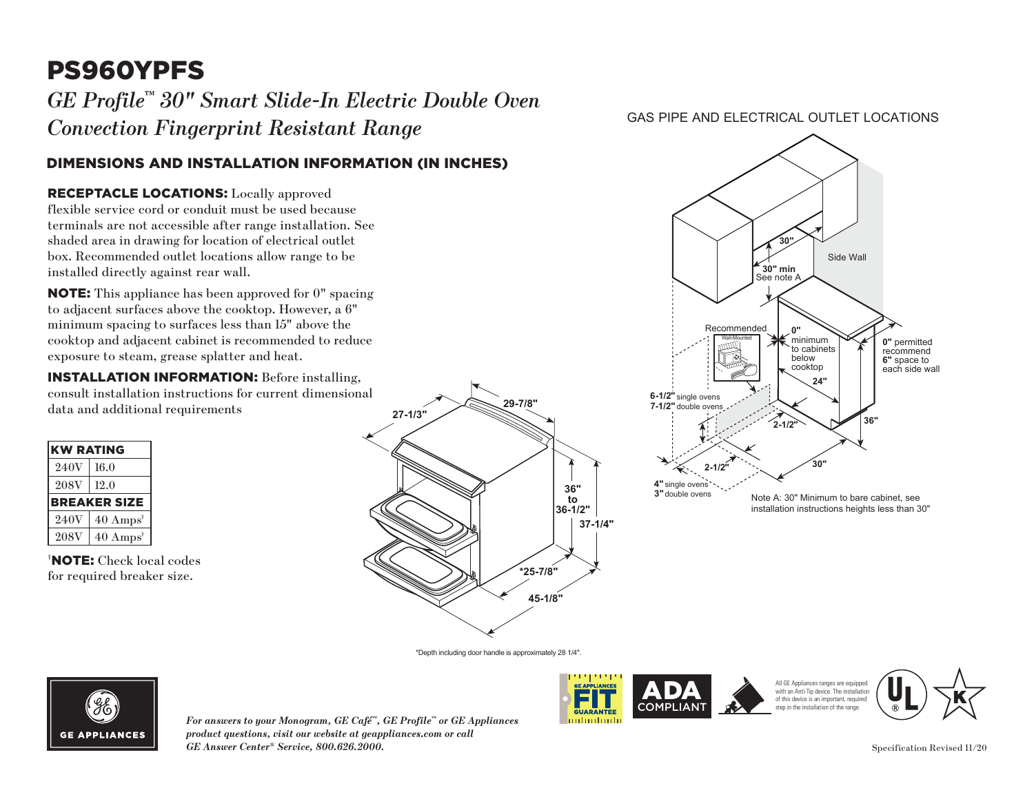# PS960YPFS

*GE Profile™ 30" Smart Slide-In Electric Double Oven Convection Fingerprint Resistant Range*

## DIMENSIONS AND INSTALLATION INFORMATION (IN INCHES)

**RECEPTACLE LOCATIONS:** Locally approved flexible service cord or conduit must be used because terminals are not accessible after range installation. See shaded area in drawing for location of electrical outlet box. Recommended outlet locations allow range to be installed directly against rear wall.

**NOTE:** This appliance has been approved for 0" spacing to adjacent surfaces above the cooktop. However, a 6" minimum spacing to surfaces less than 15" above the cooktop and adjacent cabinet is recommended to reduce exposure to steam, grease splatter and heat.

**INSTALLATION INFORMATION:** Before installing, consult installation instructions for current dimensional data and additional requirements

| KW RATING | |
|---|---|
| 240V | 16.0 |
| 208V | 12.0 |
| **BREAKER SIZE** | |
| 240V | 40 Amps[†] |
| 208V | 40 Amps[†] |

[†]**NOTE:** Check local codes for required breaker size.

27-1/3"
29-7/8"
36" to 36-1/2"
37-1/4"
*25-7/8"
45-1/8"

*Depth including door handle is approximately 28 1/4".

GAS PIPE AND ELECTRICAL OUTLET LOCATIONS

30"
30" min See note A
Side Wall
Recommended Wall-Mounted
0" minimum to cabinets below cooktop
0" permitted recommend 6" space to each side wall
24"
6-1/2" single ovens
7-1/2" double ovens
2-1/2"
36"
2-1/2"
30"
4" single ovens
3" double ovens

Note A: 30" Minimum to bare cabinet, see installation instructions heights less than 30"

GE APPLIANCES

*For answers to your Monogram, GE Café™, GE Profile™ or GE Appliances product questions, visit our website at geappliances.com or call GE Answer Center® Service, 800.626.2000.*

GE APPLIANCES FIT GUARANTEE

ADA COMPLIANT

All GE Appliances ranges are equipped with an Anti-Tip device. The installation of this device is an important, required step in the installation of the range.

Specification Revised 11/20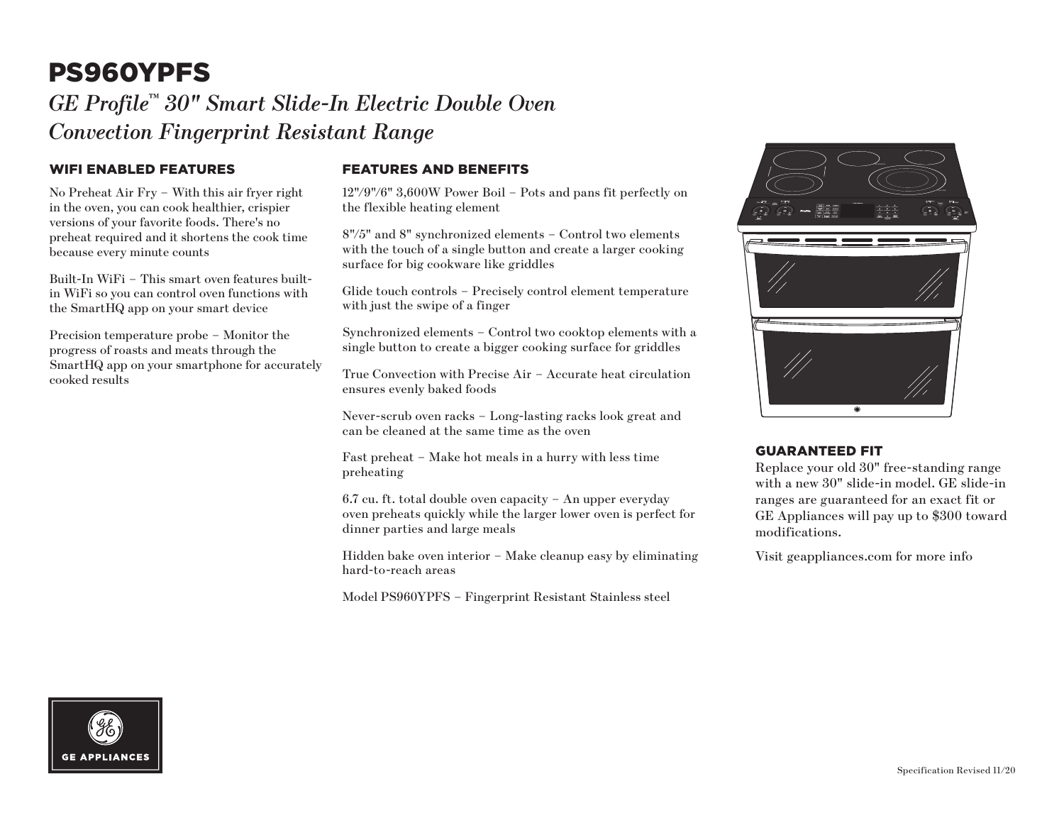# PS960YPFS

*GE Profile™ 30" Smart Slide-In Electric Double Oven Convection Fingerprint Resistant Range*

## WIFI ENABLED FEATURES

No Preheat Air Fry – With this air fryer right in the oven, you can cook healthier, crispier versions of your favorite foods. There's no preheat required and it shortens the cook time because every minute counts

Built-In WiFi – This smart oven features built-in WiFi so you can control oven functions with the SmartHQ app on your smart device

Precision temperature probe – Monitor the progress of roasts and meats through the SmartHQ app on your smartphone for accurately cooked results

## FEATURES AND BENEFITS

12"/9"/6" 3,600W Power Boil – Pots and pans fit perfectly on the flexible heating element

8"/5" and 8" synchronized elements – Control two elements with the touch of a single button and create a larger cooking surface for big cookware like griddles

Glide touch controls – Precisely control element temperature with just the swipe of a finger

Synchronized elements – Control two cooktop elements with a single button to create a bigger cooking surface for griddles

True Convection with Precise Air – Accurate heat circulation ensures evenly baked foods

Never-scrub oven racks – Long-lasting racks look great and can be cleaned at the same time as the oven

Fast preheat – Make hot meals in a hurry with less time preheating

6.7 cu. ft. total double oven capacity – An upper everyday oven preheats quickly while the larger lower oven is perfect for dinner parties and large meals

Hidden bake oven interior – Make cleanup easy by eliminating hard-to-reach areas

Model PS960YPFS – Fingerprint Resistant Stainless steel

## GUARANTEED FIT

Replace your old 30" free-standing range with a new 30" slide-in model. GE slide-in ranges are guaranteed for an exact fit or GE Appliances will pay up to $300 toward modifications.

Visit geappliances.com for more info

GE APPLIANCES

Specification Revised 11/20